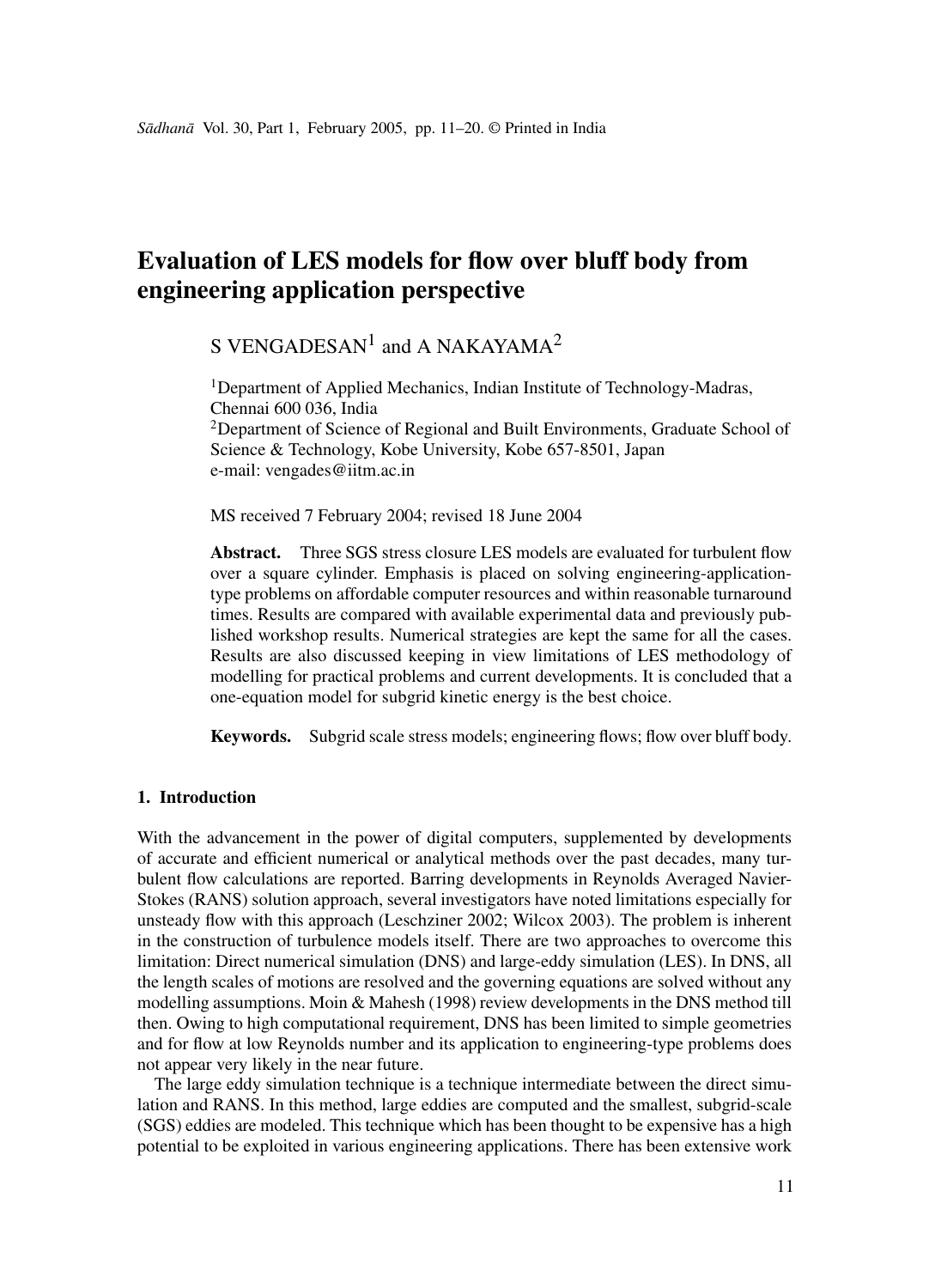# Evaluation of LES models for flow over bluff body from engineering application perspective

S VENGADESAN[1] and A NAKAYAMA[2]

[1]Department of Applied Mechanics, Indian Institute of Technology-Madras, Chennai 600 036, India
[2]Department of Science of Regional and Built Environments, Graduate School of Science & Technology, Kobe University, Kobe 657-8501, Japan
e-mail: vengades@iitm.ac.in

MS received 7 February 2004; revised 18 June 2004

**Abstract.** Three SGS stress closure LES models are evaluated for turbulent flow over a square cylinder. Emphasis is placed on solving engineering-application-type problems on affordable computer resources and within reasonable turnaround times. Results are compared with available experimental data and previously published workshop results. Numerical strategies are kept the same for all the cases. Results are also discussed keeping in view limitations of LES methodology of modelling for practical problems and current developments. It is concluded that a one-equation model for subgrid kinetic energy is the best choice.

**Keywords.** Subgrid scale stress models; engineering flows; flow over bluff body.

## 1. Introduction

With the advancement in the power of digital computers, supplemented by developments of accurate and efficient numerical or analytical methods over the past decades, many turbulent flow calculations are reported. Barring developments in Reynolds Averaged Navier-Stokes (RANS) solution approach, several investigators have noted limitations especially for unsteady flow with this approach (Leschziner 2002; Wilcox 2003). The problem is inherent in the construction of turbulence models itself. There are two approaches to overcome this limitation: Direct numerical simulation (DNS) and large-eddy simulation (LES). In DNS, all the length scales of motions are resolved and the governing equations are solved without any modelling assumptions. Moin & Mahesh (1998) review developments in the DNS method till then. Owing to high computational requirement, DNS has been limited to simple geometries and for flow at low Reynolds number and its application to engineering-type problems does not appear very likely in the near future.

The large eddy simulation technique is a technique intermediate between the direct simulation and RANS. In this method, large eddies are computed and the smallest, subgrid-scale (SGS) eddies are modeled. This technique which has been thought to be expensive has a high potential to be exploited in various engineering applications. There has been extensive work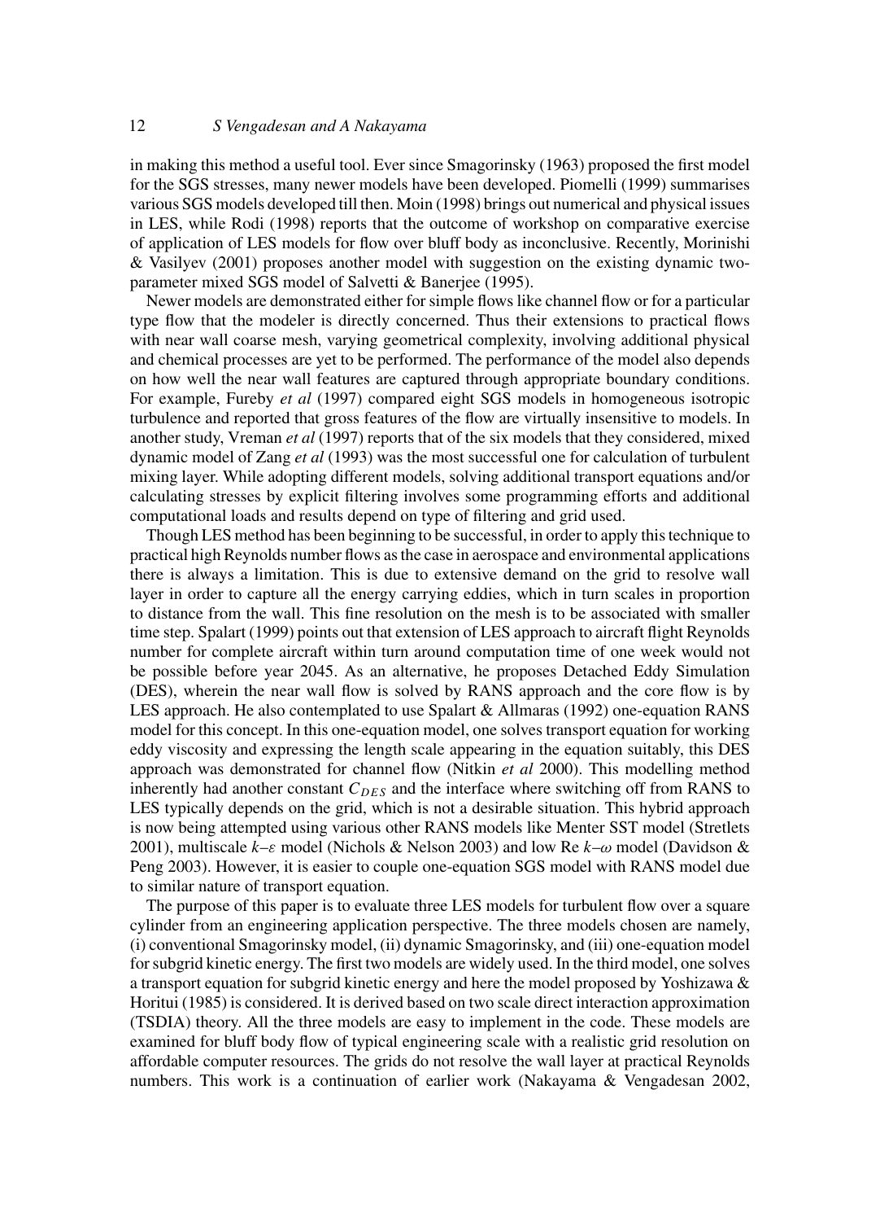in making this method a useful tool. Ever since Smagorinsky (1963) proposed the first model for the SGS stresses, many newer models have been developed. Piomelli (1999) summarises various SGS models developed till then. Moin (1998) brings out numerical and physical issues in LES, while Rodi (1998) reports that the outcome of workshop on comparative exercise of application of LES models for flow over bluff body as inconclusive. Recently, Morinishi & Vasilyev (2001) proposes another model with suggestion on the existing dynamic two-parameter mixed SGS model of Salvetti & Banerjee (1995).

Newer models are demonstrated either for simple flows like channel flow or for a particular type flow that the modeler is directly concerned. Thus their extensions to practical flows with near wall coarse mesh, varying geometrical complexity, involving additional physical and chemical processes are yet to be performed. The performance of the model also depends on how well the near wall features are captured through appropriate boundary conditions. For example, Fureby *et al* (1997) compared eight SGS models in homogeneous isotropic turbulence and reported that gross features of the flow are virtually insensitive to models. In another study, Vreman *et al* (1997) reports that of the six models that they considered, mixed dynamic model of Zang *et al* (1993) was the most successful one for calculation of turbulent mixing layer. While adopting different models, solving additional transport equations and/or calculating stresses by explicit filtering involves some programming efforts and additional computational loads and results depend on type of filtering and grid used.

Though LES method has been beginning to be successful, in order to apply this technique to practical high Reynolds number flows as the case in aerospace and environmental applications there is always a limitation. This is due to extensive demand on the grid to resolve wall layer in order to capture all the energy carrying eddies, which in turn scales in proportion to distance from the wall. This fine resolution on the mesh is to be associated with smaller time step. Spalart (1999) points out that extension of LES approach to aircraft flight Reynolds number for complete aircraft within turn around computation time of one week would not be possible before year 2045. As an alternative, he proposes Detached Eddy Simulation (DES), wherein the near wall flow is solved by RANS approach and the core flow is by LES approach. He also contemplated to use Spalart & Allmaras (1992) one-equation RANS model for this concept. In this one-equation model, one solves transport equation for working eddy viscosity and expressing the length scale appearing in the equation suitably, this DES approach was demonstrated for channel flow (Nitkin *et al* 2000). This modelling method inherently had another constant $C_{DES}$ and the interface where switching off from RANS to LES typically depends on the grid, which is not a desirable situation. This hybrid approach is now being attempted using various other RANS models like Menter SST model (Stretlets 2001), multiscale $k$–$\varepsilon$ model (Nichols & Nelson 2003) and low Re $k$–$\omega$ model (Davidson & Peng 2003). However, it is easier to couple one-equation SGS model with RANS model due to similar nature of transport equation.

The purpose of this paper is to evaluate three LES models for turbulent flow over a square cylinder from an engineering application perspective. The three models chosen are namely, (i) conventional Smagorinsky model, (ii) dynamic Smagorinsky, and (iii) one-equation model for subgrid kinetic energy. The first two models are widely used. In the third model, one solves a transport equation for subgrid kinetic energy and here the model proposed by Yoshizawa & Horitui (1985) is considered. It is derived based on two scale direct interaction approximation (TSDIA) theory. All the three models are easy to implement in the code. These models are examined for bluff body flow of typical engineering scale with a realistic grid resolution on affordable computer resources. The grids do not resolve the wall layer at practical Reynolds numbers. This work is a continuation of earlier work (Nakayama & Vengadesan 2002,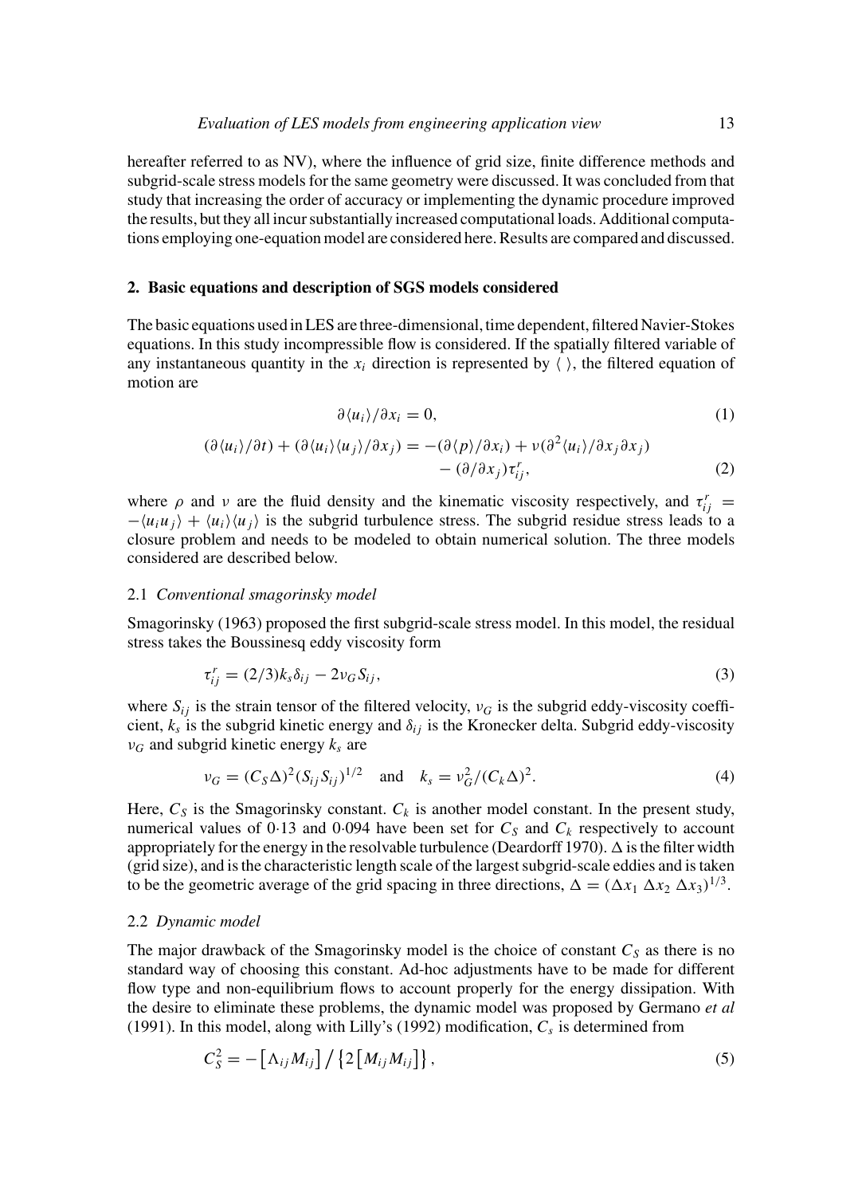hereafter referred to as NV), where the influence of grid size, finite difference methods and subgrid-scale stress models for the same geometry were discussed. It was concluded from that study that increasing the order of accuracy or implementing the dynamic procedure improved the results, but they all incur substantially increased computational loads. Additional computations employing one-equation model are considered here. Results are compared and discussed.

## 2. Basic equations and description of SGS models considered

The basic equations used in LES are three-dimensional, time dependent, filtered Navier-Stokes equations. In this study incompressible flow is considered. If the spatially filtered variable of any instantaneous quantity in the $x_i$ direction is represented by $\langle \, \rangle$, the filtered equation of motion are

$$\partial \langle u_i \rangle / \partial x_i = 0, \tag{1}$$

$$(\partial \langle u_i \rangle / \partial t) + (\partial \langle u_i \rangle \langle u_j \rangle / \partial x_j) = -(\partial \langle p \rangle / \partial x_i) + \nu(\partial^2 \langle u_i \rangle / \partial x_j \partial x_j) - (\partial / \partial x_j) \tau_{ij}^r, \tag{2}$$

where $\rho$ and $\nu$ are the fluid density and the kinematic viscosity respectively, and $\tau_{ij}^r = -\langle u_i u_j \rangle + \langle u_i \rangle \langle u_j \rangle$ is the subgrid turbulence stress. The subgrid residue stress leads to a closure problem and needs to be modeled to obtain numerical solution. The three models considered are described below.

### 2.1 *Conventional smagorinsky model*

Smagorinsky (1963) proposed the first subgrid-scale stress model. In this model, the residual stress takes the Boussinesq eddy viscosity form

$$\tau_{ij}^r = (2/3) k_s \delta_{ij} - 2 \nu_G S_{ij}, \tag{3}$$

where $S_{ij}$ is the strain tensor of the filtered velocity, $\nu_G$ is the subgrid eddy-viscosity coefficient, $k_s$ is the subgrid kinetic energy and $\delta_{ij}$ is the Kronecker delta. Subgrid eddy-viscosity $\nu_G$ and subgrid kinetic energy $k_s$ are

$$\nu_G = (C_S \Delta)^2 (S_{ij} S_{ij})^{1/2} \quad \text{and} \quad k_s = \nu_G^2 / (C_k \Delta)^2. \tag{4}$$

Here, $C_S$ is the Smagorinsky constant. $C_k$ is another model constant. In the present study, numerical values of 0·13 and 0·094 have been set for $C_S$ and $C_k$ respectively to account appropriately for the energy in the resolvable turbulence (Deardorff 1970). $\Delta$ is the filter width (grid size), and is the characteristic length scale of the largest subgrid-scale eddies and is taken to be the geometric average of the grid spacing in three directions, $\Delta = (\Delta x_1 \, \Delta x_2 \, \Delta x_3)^{1/3}$.

### 2.2 *Dynamic model*

The major drawback of the Smagorinsky model is the choice of constant $C_S$ as there is no standard way of choosing this constant. Ad-hoc adjustments have to be made for different flow type and non-equilibrium flows to account properly for the energy dissipation. With the desire to eliminate these problems, the dynamic model was proposed by Germano *et al* (1991). In this model, along with Lilly's (1992) modification, $C_s$ is determined from

$$C_S^2 = -\left[ \Lambda_{ij} M_{ij} \right] \Big/ \left\{ 2 \left[ M_{ij} M_{ij} \right] \right\}, \tag{5}$$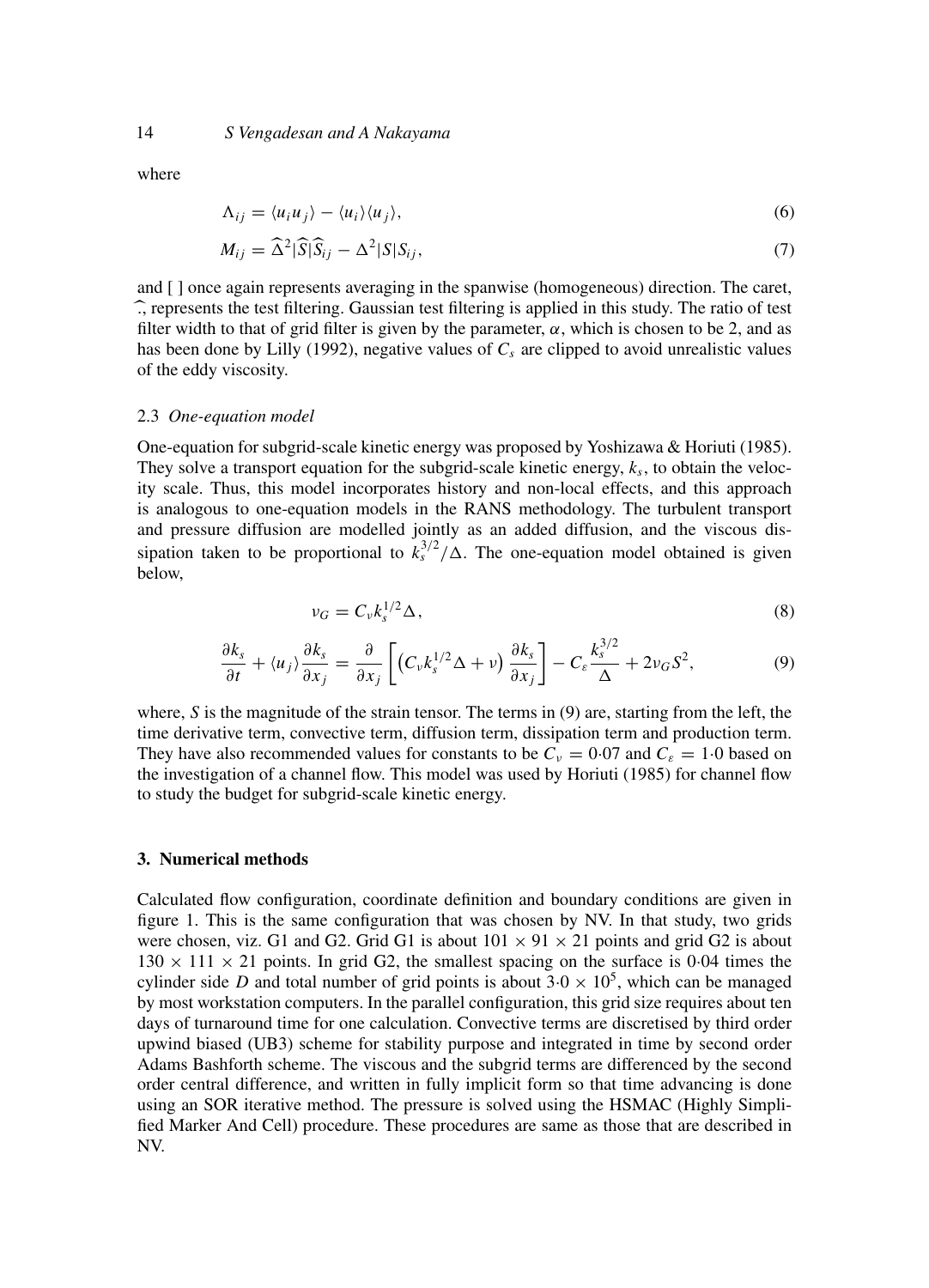where

$$\Lambda_{ij} = \langle u_i u_j \rangle - \langle u_i \rangle \langle u_j \rangle, \tag{6}$$

$$M_{ij} = \widehat{\Delta}^2 |\widehat{S}| \widehat{S}_{ij} - \Delta^2 |S| S_{ij}, \tag{7}$$

and [ ] once again represents averaging in the spanwise (homogeneous) direction. The caret, $\widehat{\cdot}$, represents the test filtering. Gaussian test filtering is applied in this study. The ratio of test filter width to that of grid filter is given by the parameter, $\alpha$, which is chosen to be 2, and as has been done by Lilly (1992), negative values of $C_s$ are clipped to avoid unrealistic values of the eddy viscosity.

### 2.3 *One-equation model*

One-equation for subgrid-scale kinetic energy was proposed by Yoshizawa & Horiuti (1985). They solve a transport equation for the subgrid-scale kinetic energy, $k_s$, to obtain the velocity scale. Thus, this model incorporates history and non-local effects, and this approach is analogous to one-equation models in the RANS methodology. The turbulent transport and pressure diffusion are modelled jointly as an added diffusion, and the viscous dissipation taken to be proportional to $k_s^{3/2}/\Delta$. The one-equation model obtained is given below,

$$\nu_G = C_\nu k_s^{1/2} \Delta, \tag{8}$$

$$\frac{\partial k_s}{\partial t} + \langle u_j \rangle \frac{\partial k_s}{\partial x_j} = \frac{\partial}{\partial x_j} \left[ \left( C_\nu k_s^{1/2} \Delta + \nu \right) \frac{\partial k_s}{\partial x_j} \right] - C_\varepsilon \frac{k_s^{3/2}}{\Delta} + 2\nu_G S^2, \tag{9}$$

where, $S$ is the magnitude of the strain tensor. The terms in (9) are, starting from the left, the time derivative term, convective term, diffusion term, dissipation term and production term. They have also recommended values for constants to be $C_\nu = 0{\cdot}07$ and $C_\varepsilon = 1{\cdot}0$ based on the investigation of a channel flow. This model was used by Horiuti (1985) for channel flow to study the budget for subgrid-scale kinetic energy.

## 3. Numerical methods

Calculated flow configuration, coordinate definition and boundary conditions are given in figure 1. This is the same configuration that was chosen by NV. In that study, two grids were chosen, viz. G1 and G2. Grid G1 is about $101 \times 91 \times 21$ points and grid G2 is about $130 \times 111 \times 21$ points. In grid G2, the smallest spacing on the surface is $0{\cdot}04$ times the cylinder side $D$ and total number of grid points is about $3{\cdot}0 \times 10^5$, which can be managed by most workstation computers. In the parallel configuration, this grid size requires about ten days of turnaround time for one calculation. Convective terms are discretised by third order upwind biased (UB3) scheme for stability purpose and integrated in time by second order Adams Bashforth scheme. The viscous and the subgrid terms are differenced by the second order central difference, and written in fully implicit form so that time advancing is done using an SOR iterative method. The pressure is solved using the HSMAC (Highly Simplified Marker And Cell) procedure. These procedures are same as those that are described in NV.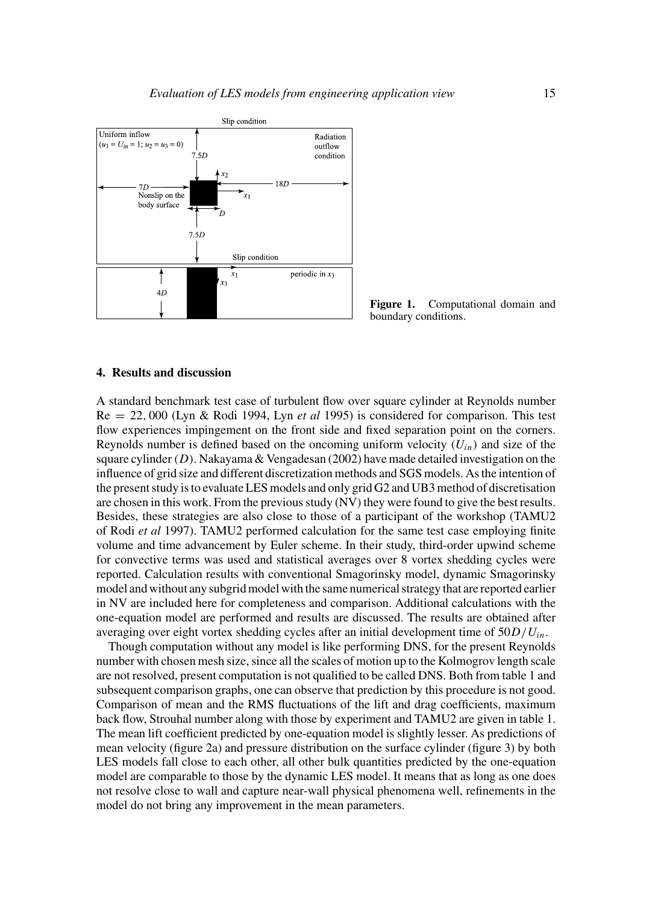Figure 1. Computational domain and boundary conditions.

## 4. Results and discussion

A standard benchmark test case of turbulent flow over square cylinder at Reynolds number $\mathrm{Re} = 22,000$ (Lyn & Rodi 1994, Lyn *et al* 1995) is considered for comparison. This test flow experiences impingement on the front side and fixed separation point on the corners. Reynolds number is defined based on the oncoming uniform velocity ($U_{in}$) and size of the square cylinder ($D$). Nakayama & Vengadesan (2002) have made detailed investigation on the influence of grid size and different discretization methods and SGS models. As the intention of the present study is to evaluate LES models and only grid G2 and UB3 method of discretisation are chosen in this work. From the previous study (NV) they were found to give the best results. Besides, these strategies are also close to those of a participant of the workshop (TAMU2 of Rodi *et al* 1997). TAMU2 performed calculation for the same test case employing finite volume and time advancement by Euler scheme. In their study, third-order upwind scheme for convective terms was used and statistical averages over 8 vortex shedding cycles were reported. Calculation results with conventional Smagorinsky model, dynamic Smagorinsky model and without any subgrid model with the same numerical strategy that are reported earlier in NV are included here for completeness and comparison. Additional calculations with the one-equation model are performed and results are discussed. The results are obtained after averaging over eight vortex shedding cycles after an initial development time of $50D/U_{in}$.

Though computation without any model is like performing DNS, for the present Reynolds number with chosen mesh size, since all the scales of motion up to the Kolmogrov length scale are not resolved, present computation is not qualified to be called DNS. Both from table 1 and subsequent comparison graphs, one can observe that prediction by this procedure is not good. Comparison of mean and the RMS fluctuations of the lift and drag coefficients, maximum back flow, Strouhal number along with those by experiment and TAMU2 are given in table 1. The mean lift coefficient predicted by one-equation model is slightly lesser. As predictions of mean velocity (figure 2a) and pressure distribution on the surface cylinder (figure 3) by both LES models fall close to each other, all other bulk quantities predicted by the one-equation model are comparable to those by the dynamic LES model. It means that as long as one does not resolve close to wall and capture near-wall physical phenomena well, refinements in the model do not bring any improvement in the mean parameters.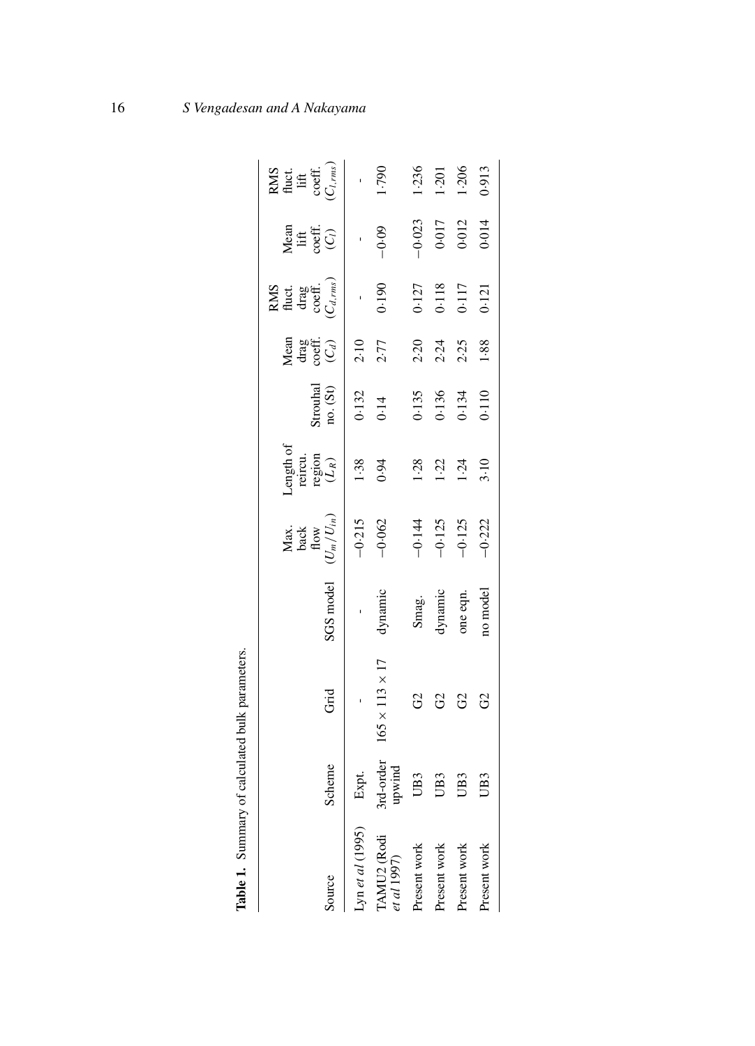**Table 1.** Summary of calculated bulk parameters.

| Source | Scheme | Grid | SGS model | Max. back flow $(U_m/U_{in})$ | Length of reircu. region $(L_R)$ | Strouhal no. (St) | Mean drag coeff. $(C_d)$ | RMS fluct. drag coeff. $(C_{d,rms})$ | Mean lift coeff. $(C_l)$ | RMS fluct. lift coeff. $(C_{l,rms})$ |
|---|---|---|---|---|---|---|---|---|---|---|
| Lyn *et al* (1995) | Expt. | - | - | −0·215 | 1·38 | 0·132 | 2·10 | - | - | - |
| TAMU2 (Rodi *et al* 1997) | 3rd-order upwind | $165 \times 113 \times 17$ | dynamic | −0·062 | 0·94 | 0·14 | 2·77 | 0·190 | −0·09 | 1·790 |
| Present work | UB3 | G2 | Smag. | −0·144 | 1·28 | 0·135 | 2·20 | 0·127 | −0·023 | 1·236 |
| Present work | UB3 | G2 | dynamic | −0·125 | 1·22 | 0·136 | 2·24 | 0·118 | 0·017 | 1·201 |
| Present work | UB3 | G2 | one eqn. | −0·125 | 1·24 | 0·134 | 2·25 | 0·117 | 0·012 | 1·206 |
| Present work | UB3 | G2 | no model | −0·222 | 3·10 | 0·110 | 1·88 | 0·121 | 0·014 | 0·913 |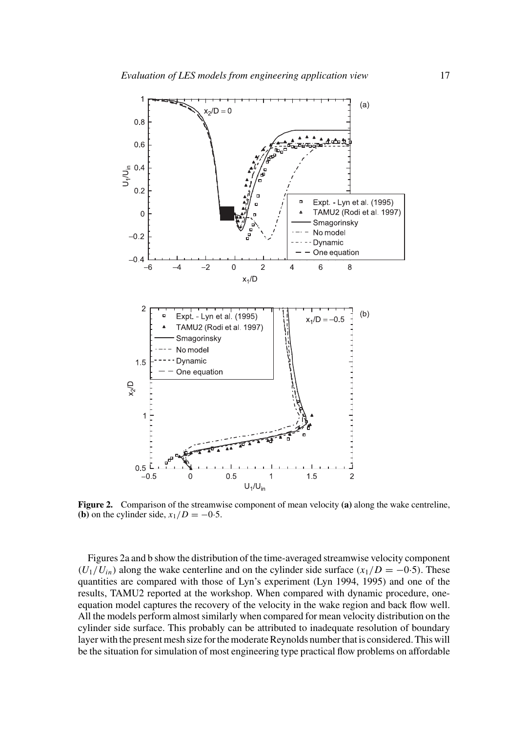**Figure 2.** Comparison of the streamwise component of mean velocity **(a)** along the wake centreline, **(b)** on the cylinder side, $x_1/D = -0{\cdot}5$.

Figures 2a and b show the distribution of the time-averaged streamwise velocity component ($U_1/U_{in}$) along the wake centerline and on the cylinder side surface ($x_1/D = -0{\cdot}5$). These quantities are compared with those of Lyn's experiment (Lyn 1994, 1995) and one of the results, TAMU2 reported at the workshop. When compared with dynamic procedure, one-equation model captures the recovery of the velocity in the wake region and back flow well. All the models perform almost similarly when compared for mean velocity distribution on the cylinder side surface. This probably can be attributed to inadequate resolution of boundary layer with the present mesh size for the moderate Reynolds number that is considered. This will be the situation for simulation of most engineering type practical flow problems on affordable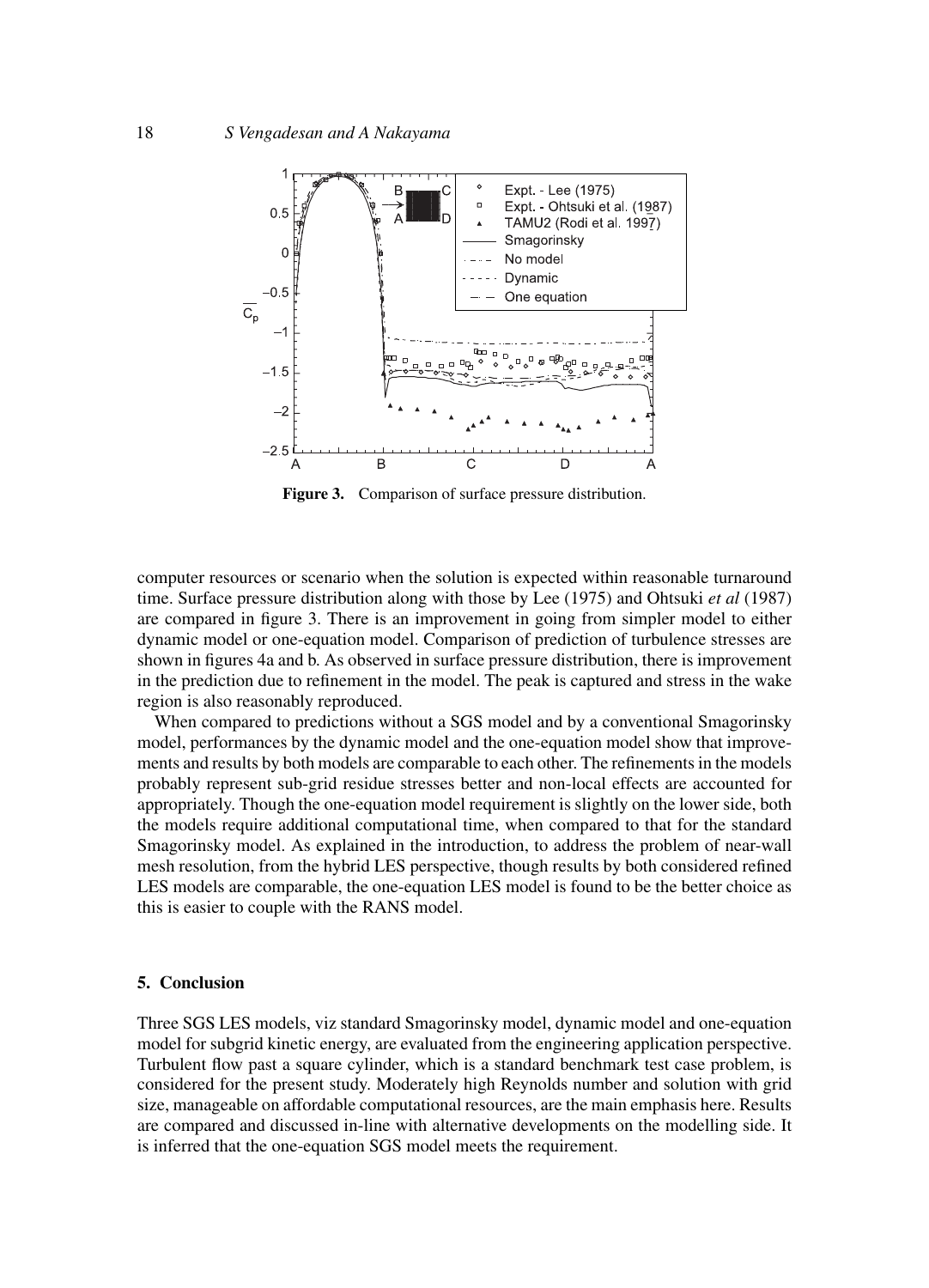**Figure 3.** Comparison of surface pressure distribution.

computer resources or scenario when the solution is expected within reasonable turnaround time. Surface pressure distribution along with those by Lee (1975) and Ohtsuki *et al* (1987) are compared in figure 3. There is an improvement in going from simpler model to either dynamic model or one-equation model. Comparison of prediction of turbulence stresses are shown in figures 4a and b. As observed in surface pressure distribution, there is improvement in the prediction due to refinement in the model. The peak is captured and stress in the wake region is also reasonably reproduced.

When compared to predictions without a SGS model and by a conventional Smagorinsky model, performances by the dynamic model and the one-equation model show that improvements and results by both models are comparable to each other. The refinements in the models probably represent sub-grid residue stresses better and non-local effects are accounted for appropriately. Though the one-equation model requirement is slightly on the lower side, both the models require additional computational time, when compared to that for the standard Smagorinsky model. As explained in the introduction, to address the problem of near-wall mesh resolution, from the hybrid LES perspective, though results by both considered refined LES models are comparable, the one-equation LES model is found to be the better choice as this is easier to couple with the RANS model.

## 5. Conclusion

Three SGS LES models, viz standard Smagorinsky model, dynamic model and one-equation model for subgrid kinetic energy, are evaluated from the engineering application perspective. Turbulent flow past a square cylinder, which is a standard benchmark test case problem, is considered for the present study. Moderately high Reynolds number and solution with grid size, manageable on affordable computational resources, are the main emphasis here. Results are compared and discussed in-line with alternative developments on the modelling side. It is inferred that the one-equation SGS model meets the requirement.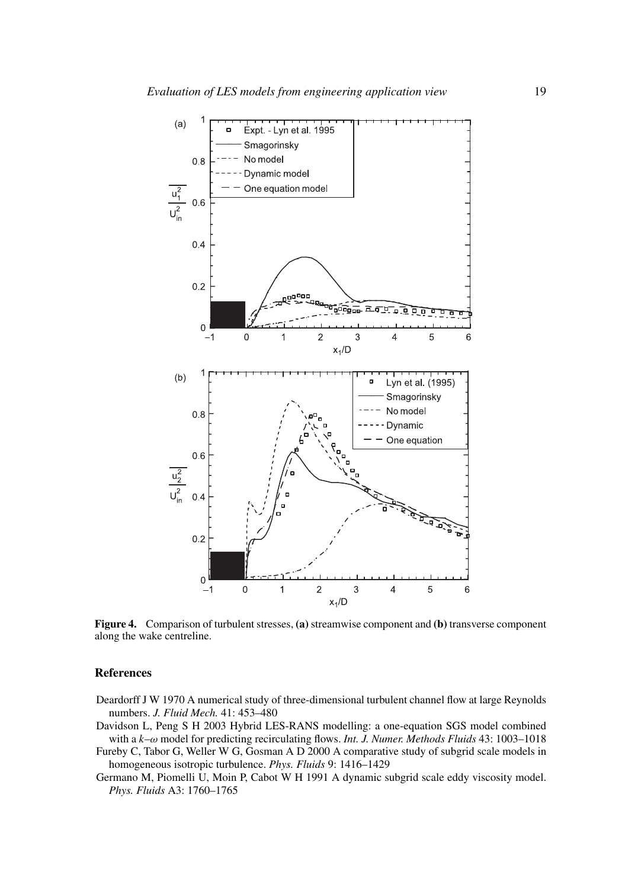**Figure 4.** Comparison of turbulent stresses, **(a)** streamwise component and **(b)** transverse component along the wake centreline.

## References

Deardorff J W 1970 A numerical study of three-dimensional turbulent channel flow at large Reynolds numbers. *J. Fluid Mech.* 41: 453–480

Davidson L, Peng S H 2003 Hybrid LES-RANS modelling: a one-equation SGS model combined with a $k$–$\omega$ model for predicting recirculating flows. *Int. J. Numer. Methods Fluids* 43: 1003–1018

Fureby C, Tabor G, Weller W G, Gosman A D 2000 A comparative study of subgrid scale models in homogeneous isotropic turbulence. *Phys. Fluids* 9: 1416–1429

Germano M, Piomelli U, Moin P, Cabot W H 1991 A dynamic subgrid scale eddy viscosity model. *Phys. Fluids* A3: 1760–1765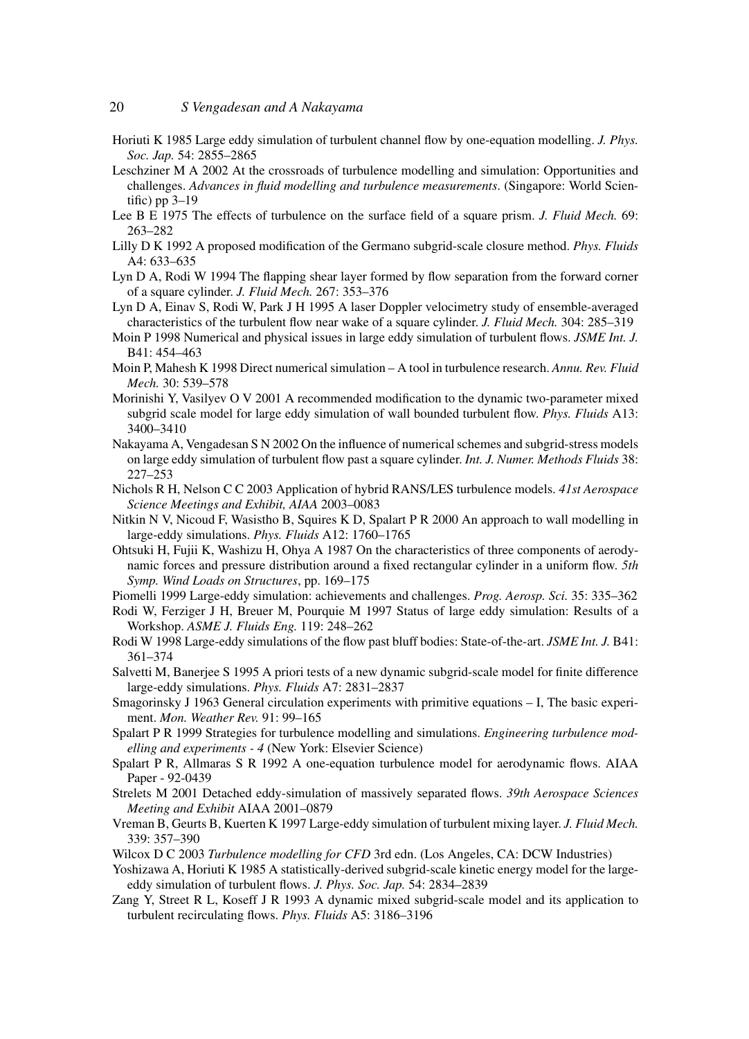Horiuti K 1985 Large eddy simulation of turbulent channel flow by one-equation modelling. *J. Phys. Soc. Jap.* 54: 2855–2865

Leschziner M A 2002 At the crossroads of turbulence modelling and simulation: Opportunities and challenges. *Advances in fluid modelling and turbulence measurements*. (Singapore: World Scientific) pp 3–19

Lee B E 1975 The effects of turbulence on the surface field of a square prism. *J. Fluid Mech.* 69: 263–282

Lilly D K 1992 A proposed modification of the Germano subgrid-scale closure method. *Phys. Fluids* A4: 633–635

Lyn D A, Rodi W 1994 The flapping shear layer formed by flow separation from the forward corner of a square cylinder. *J. Fluid Mech.* 267: 353–376

Lyn D A, Einav S, Rodi W, Park J H 1995 A laser Doppler velocimetry study of ensemble-averaged characteristics of the turbulent flow near wake of a square cylinder. *J. Fluid Mech.* 304: 285–319

Moin P 1998 Numerical and physical issues in large eddy simulation of turbulent flows. *JSME Int. J.* B41: 454–463

Moin P, Mahesh K 1998 Direct numerical simulation – A tool in turbulence research. *Annu. Rev. Fluid Mech.* 30: 539–578

Morinishi Y, Vasilyev O V 2001 A recommended modification to the dynamic two-parameter mixed subgrid scale model for large eddy simulation of wall bounded turbulent flow. *Phys. Fluids* A13: 3400–3410

Nakayama A, Vengadesan S N 2002 On the influence of numerical schemes and subgrid-stress models on large eddy simulation of turbulent flow past a square cylinder. *Int. J. Numer. Methods Fluids* 38: 227–253

Nichols R H, Nelson C C 2003 Application of hybrid RANS/LES turbulence models. *41st Aerospace Science Meetings and Exhibit, AIAA* 2003–0083

Nitkin N V, Nicoud F, Wasistho B, Squires K D, Spalart P R 2000 An approach to wall modelling in large-eddy simulations. *Phys. Fluids* A12: 1760–1765

Ohtsuki H, Fujii K, Washizu H, Ohya A 1987 On the characteristics of three components of aerodynamic forces and pressure distribution around a fixed rectangular cylinder in a uniform flow. *5th Symp. Wind Loads on Structures*, pp. 169–175

Piomelli 1999 Large-eddy simulation: achievements and challenges. *Prog. Aerosp. Sci.* 35: 335–362

Rodi W, Ferziger J H, Breuer M, Pourquie M 1997 Status of large eddy simulation: Results of a Workshop. *ASME J. Fluids Eng.* 119: 248–262

Rodi W 1998 Large-eddy simulations of the flow past bluff bodies: State-of-the-art. *JSME Int. J.* B41: 361–374

Salvetti M, Banerjee S 1995 A priori tests of a new dynamic subgrid-scale model for finite difference large-eddy simulations. *Phys. Fluids* A7: 2831–2837

Smagorinsky J 1963 General circulation experiments with primitive equations – I, The basic experiment. *Mon. Weather Rev.* 91: 99–165

Spalart P R 1999 Strategies for turbulence modelling and simulations. *Engineering turbulence modelling and experiments - 4* (New York: Elsevier Science)

Spalart P R, Allmaras S R 1992 A one-equation turbulence model for aerodynamic flows. AIAA Paper - 92-0439

Strelets M 2001 Detached eddy-simulation of massively separated flows. *39th Aerospace Sciences Meeting and Exhibit* AIAA 2001–0879

Vreman B, Geurts B, Kuerten K 1997 Large-eddy simulation of turbulent mixing layer. *J. Fluid Mech.* 339: 357–390

Wilcox D C 2003 *Turbulence modelling for CFD* 3rd edn. (Los Angeles, CA: DCW Industries)

Yoshizawa A, Horiuti K 1985 A statistically-derived subgrid-scale kinetic energy model for the large-eddy simulation of turbulent flows. *J. Phys. Soc. Jap.* 54: 2834–2839

Zang Y, Street R L, Koseff J R 1993 A dynamic mixed subgrid-scale model and its application to turbulent recirculating flows. *Phys. Fluids* A5: 3186–3196